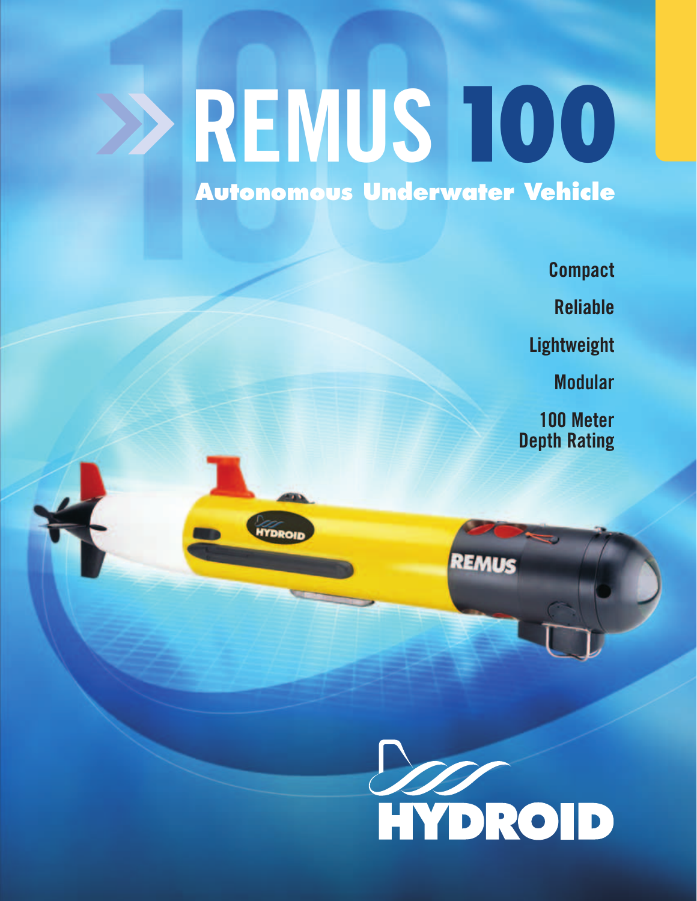# REMUS 100

## Autonomous Underwater Vehicle

Compact

Reliable

Lightweight

Modular

100 Meter Depth Rating

HYDROID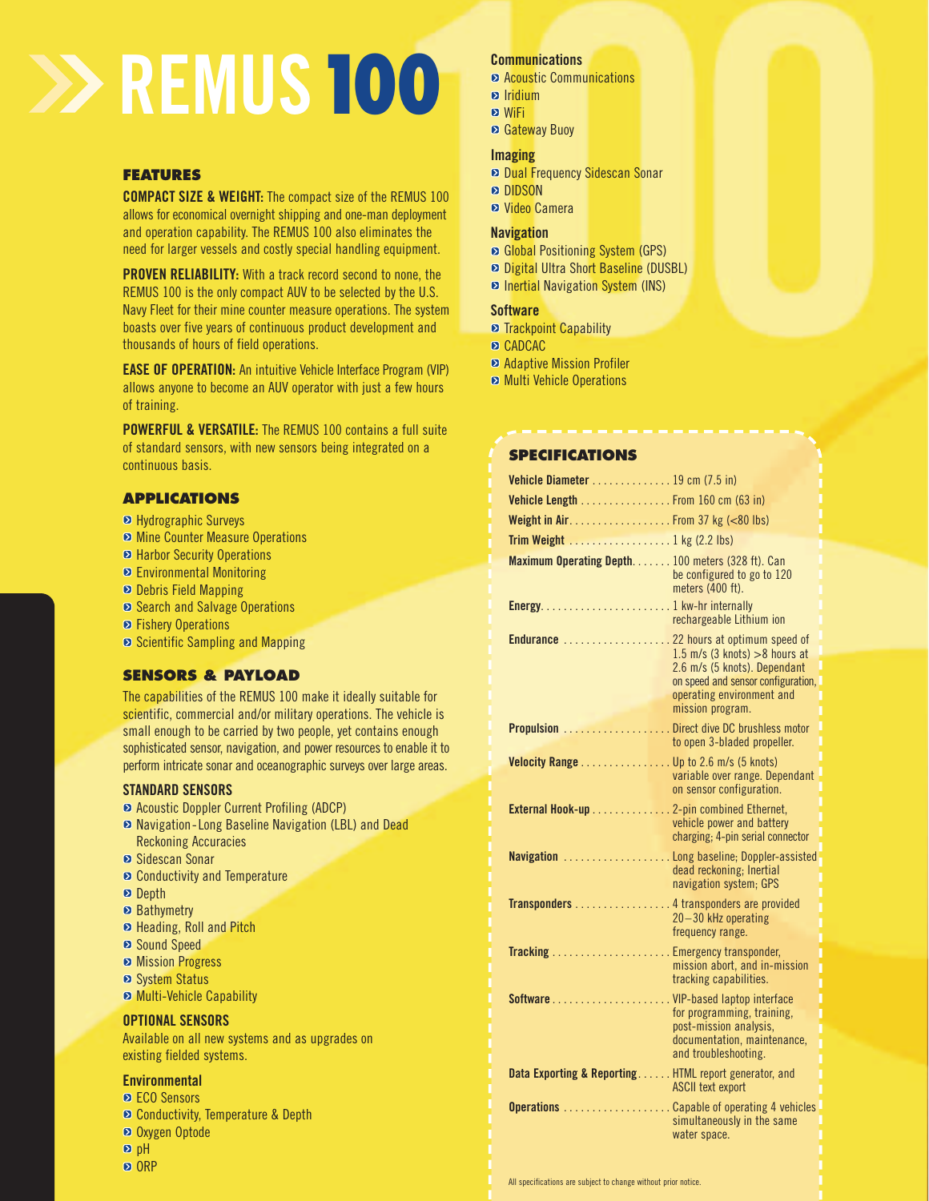# REMUS 100

## FEATURES

**COMPACT SIZE & WEIGHT:** The compact size of the REMUS 100 allows for economical overnight shipping and one-man deployment and operation capability. The REMUS 100 also eliminates the need for larger vessels and costly special handling equipment.

**PROVEN RELIABILITY:** With a track record second to none, the REMUS 100 is the only compact AUV to be selected by the U.S. Navy Fleet for their mine counter measure operations. The system boasts over five years of continuous product development and thousands of hours of field operations.

**EASE OF OPERATION:** An intuitive Vehicle Interface Program (VIP) allows anyone to become an AUV operator with just a few hours of training.

**POWERFUL & VERSATILE:** The REMUS 100 contains a full suite of standard sensors, with new sensors being integrated on a continuous basis.

## APPLICATIONS

- Hydrographic Surveys
- Mine Counter Measure Operations
- Harbor Security Operations
- Environmental Monitoring
- Debris Field Mapping
- Search and Salvage Operations
- Fishery Operations
- Scientific Sampling and Mapping

## SENSORS & PAYLOAD

The capabilities of the REMUS 100 make it ideally suitable for scientific, commercial and/or military operations. The vehicle is small enough to be carried by two people, yet contains enough sophisticated sensor, navigation, and power resources to enable it to perform intricate sonar and oceanographic surveys over large areas.

### STANDARD SENSORS

- Acoustic Doppler Current Profiling (ADCP)
- Navigation-Long Baseline Navigation (LBL) and Dead Reckoning Accuracies
- Sidescan Sonar
- Conductivity and Temperature
- Depth
- Bathymetry
- Heading, Roll and Pitch
- Sound Speed
- Mission Progress
- System Status
- Multi-Vehicle Capability

### OPTIONAL SENSORS

Available on all new systems and as upgrades on existing fielded systems.

#### Environmental

- ECO Sensors
- Conductivity, Temperature & Depth
- Oxygen Optode
- pH
- ORP

#### Communications

- Acoustic Communications
- Iridium
- WiFi
- Gateway Buoy

#### Imaging

- Dual Frequency Sidescan Sonar
- DIDSON
- Video Camera

#### Navigation

- Global Positioning System (GPS)
- Digital Ultra Short Baseline (DUSBL)
- Inertial Navigation System (INS)

#### Software

- Trackpoint Capability
- CADCAC
- Adaptive Mission Profiler
- Multi Vehicle Operations

## SPECIFICATIONS

| | |
|---|---|
| **Vehicle Diameter** | 19 cm (7.5 in) |
| **Vehicle Length** | From 160 cm (63 in) |
| **Weight in Air** | From 37 kg (<80 lbs) |
| **Trim Weight** | 1 kg (2.2 lbs) |
| **Maximum Operating Depth** | 100 meters (328 ft). Can be configured to go to 120 meters (400 ft). |
| **Energy** | 1 kw-hr internally rechargeable Lithium ion |
| **Endurance** | 22 hours at optimum speed of 1.5 m/s (3 knots) >8 hours at 2.6 m/s (5 knots). Dependant on speed and sensor configuration, operating environment and mission program. |
| **Propulsion** | Direct dive DC brushless motor to open 3-bladed propeller. |
| **Velocity Range** | Up to 2.6 m/s (5 knots) variable over range. Dependant on sensor configuration. |
| **External Hook-up** | 2-pin combined Ethernet, vehicle power and battery charging; 4-pin serial connector |
| **Navigation** | Long baseline; Doppler-assisted dead reckoning; Inertial navigation system; GPS |
| **Transponders** | 4 transponders are provided 20–30 kHz operating frequency range. |
| **Tracking** | Emergency transponder, mission abort, and in-mission tracking capabilities. |
| **Software** | VIP-based laptop interface for programming, training, post-mission analysis, documentation, maintenance, and troubleshooting. |
| **Data Exporting & Reporting** | HTML report generator, and ASCII text export |
| **Operations** | Capable of operating 4 vehicles simultaneously in the same water space. |

All specifications are subject to change without prior notice.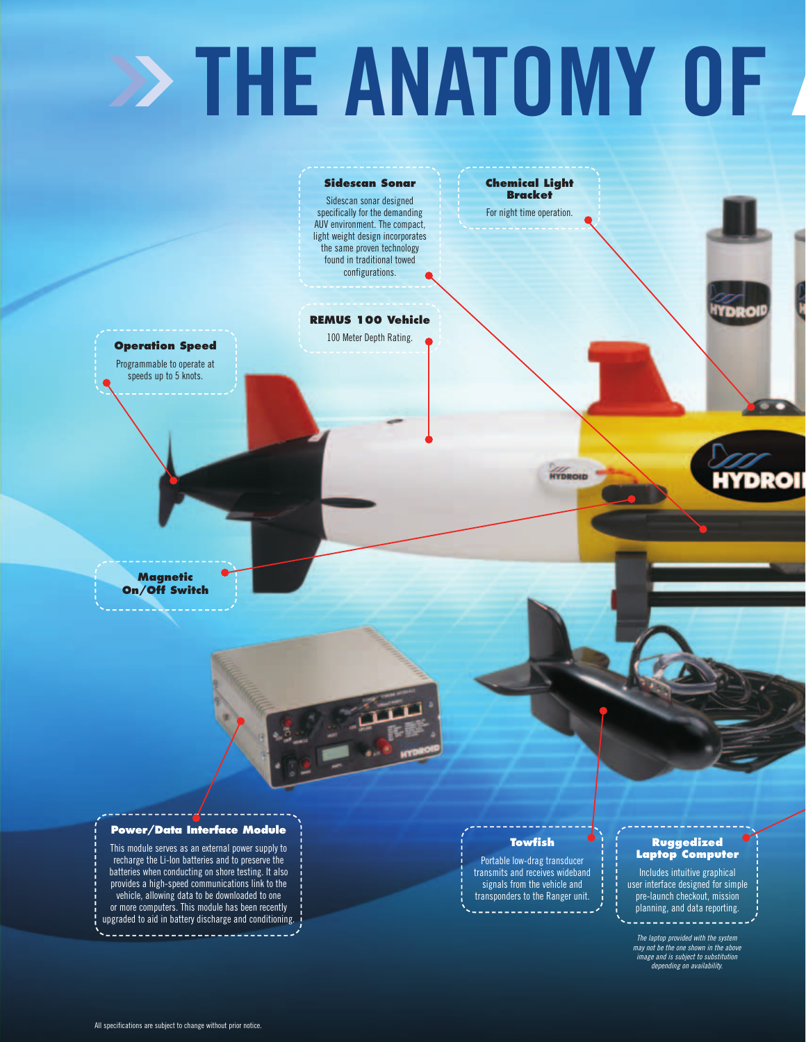# THE ANATOMY OF

### Sidescan Sonar

Sidescan sonar designed specifically for the demanding AUV environment. The compact, light weight design incorporates the same proven technology found in traditional towed configurations.

### Chemical Light Bracket

For night time operation.

### REMUS 100 Vehicle

100 Meter Depth Rating.

### Operation Speed

Programmable to operate at speeds up to 5 knots.

### Magnetic On/Off Switch

### Power/Data Interface Module

This module serves as an external power supply to recharge the Li-Ion batteries and to preserve the batteries when conducting on shore testing. It also provides a high-speed communications link to the vehicle, allowing data to be downloaded to one or more computers. This module has been recently upgraded to aid in battery discharge and conditioning.

### Towfish

Portable low-drag transducer transmits and receives wideband signals from the vehicle and transponders to the Ranger unit.

### Ruggedized Laptop Computer

Includes intuitive graphical user interface designed for simple pre-launch checkout, mission planning, and data reporting.

*The laptop provided with the system may not be the one shown in the above image and is subject to substitution depending on availability.*

All specifications are subject to change without prior notice.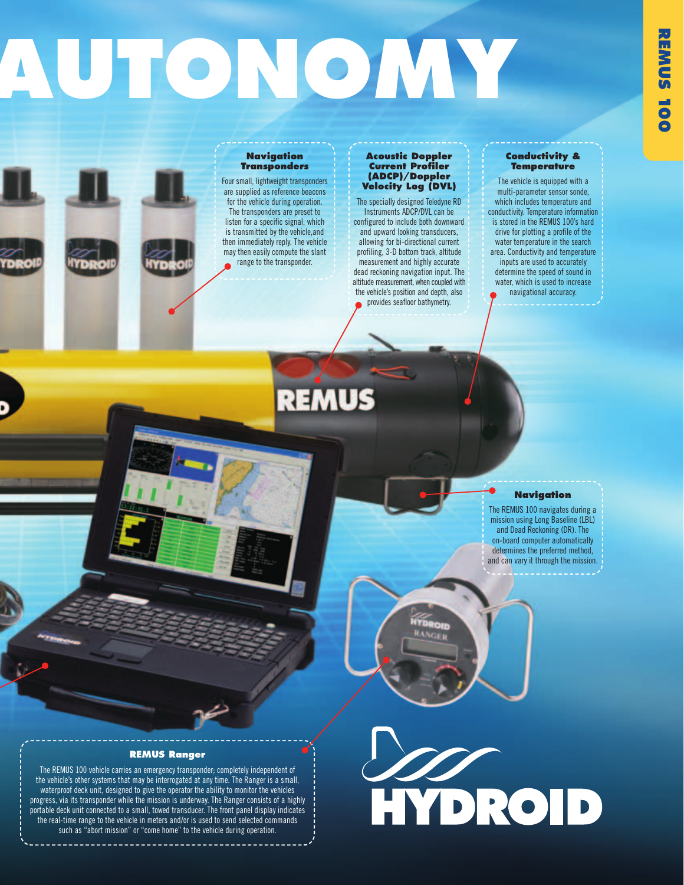# AUTONOMY

## Navigation Transponders

Four small, lightweight transponders are supplied as reference beacons for the vehicle during operation. The transponders are preset to listen for a specific signal, which is transmitted by the vehicle,and then immediately reply. The vehicle may then easily compute the slant range to the transponder.

## Acoustic Doppler Current Profiler (ADCP)/Doppler Velocity Log (DVL)

The specially designed Teledyne RD Instruments ADCP/DVL can be configured to include both downward and upward looking transducers, allowing for bi-directional current profiling, 3-D bottom track, altitude measurement and highly accurate dead reckoning navigation input. The altitude measurement, when coupled with the vehicle's position and depth, also provides seafloor bathymetry.

## Conductivity & Temperature

The vehicle is equipped with a multi-parameter sensor sonde, which includes temperature and conductivity. Temperature information is stored in the REMUS 100's hard drive for plotting a profile of the water temperature in the search area. Conductivity and temperature inputs are used to accurately determine the speed of sound in water, which is used to increase navigational accuracy.

## Navigation

The REMUS 100 navigates during a mission using Long Baseline (LBL) and Dead Reckoning (DR). The on-board computer automatically determines the preferred method, and can vary it through the mission.

## REMUS Ranger

The REMUS 100 vehicle carries an emergency transponder; completely independent of the vehicle's other systems that may be interrogated at any time. The Ranger is a small, waterproof deck unit, designed to give the operator the ability to monitor the vehicles progress, via its transponder while the mission is underway. The Ranger consists of a highly portable deck unit connected to a small, towed transducer. The front panel display indicates the real-time range to the vehicle in meters and/or is used to send selected commands such as "abort mission" or "come home" to the vehicle during operation.

HYDROID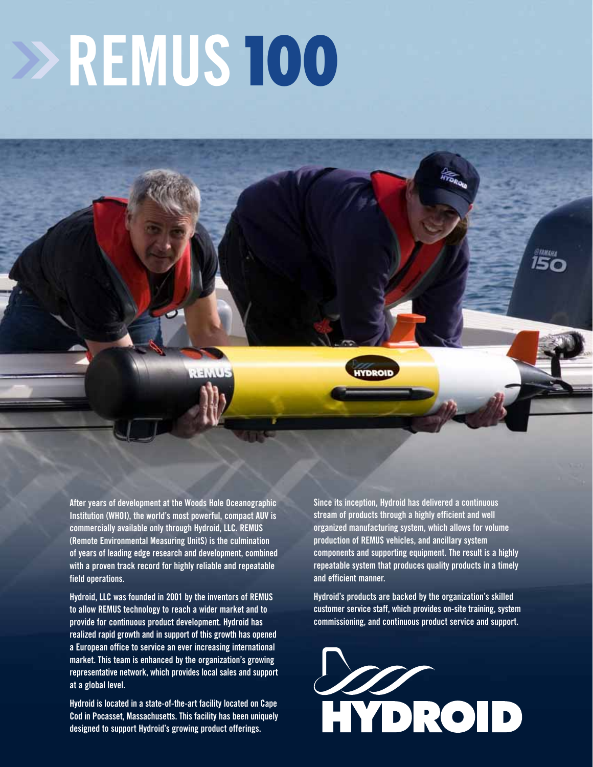# REMUS 100

After years of development at the Woods Hole Oceanographic Institution (WHOI), the world's most powerful, compact AUV is commercially available only through Hydroid, LLC. REMUS (Remote Environmental Measuring UnitS) is the culmination of years of leading edge research and development, combined with a proven track record for highly reliable and repeatable field operations.

Hydroid, LLC was founded in 2001 by the inventors of REMUS to allow REMUS technology to reach a wider market and to provide for continuous product development. Hydroid has realized rapid growth and in support of this growth has opened a European office to service an ever increasing international market. This team is enhanced by the organization's growing representative network, which provides local sales and support at a global level.

Hydroid is located in a state-of-the-art facility located on Cape Cod in Pocasset, Massachusetts. This facility has been uniquely designed to support Hydroid's growing product offerings.

Since its inception, Hydroid has delivered a continuous stream of products through a highly efficient and well organized manufacturing system, which allows for volume production of REMUS vehicles, and ancillary system components and supporting equipment. The result is a highly repeatable system that produces quality products in a timely and efficient manner.

Hydroid's products are backed by the organization's skilled customer service staff, which provides on-site training, system commissioning, and continuous product service and support.

HYDROID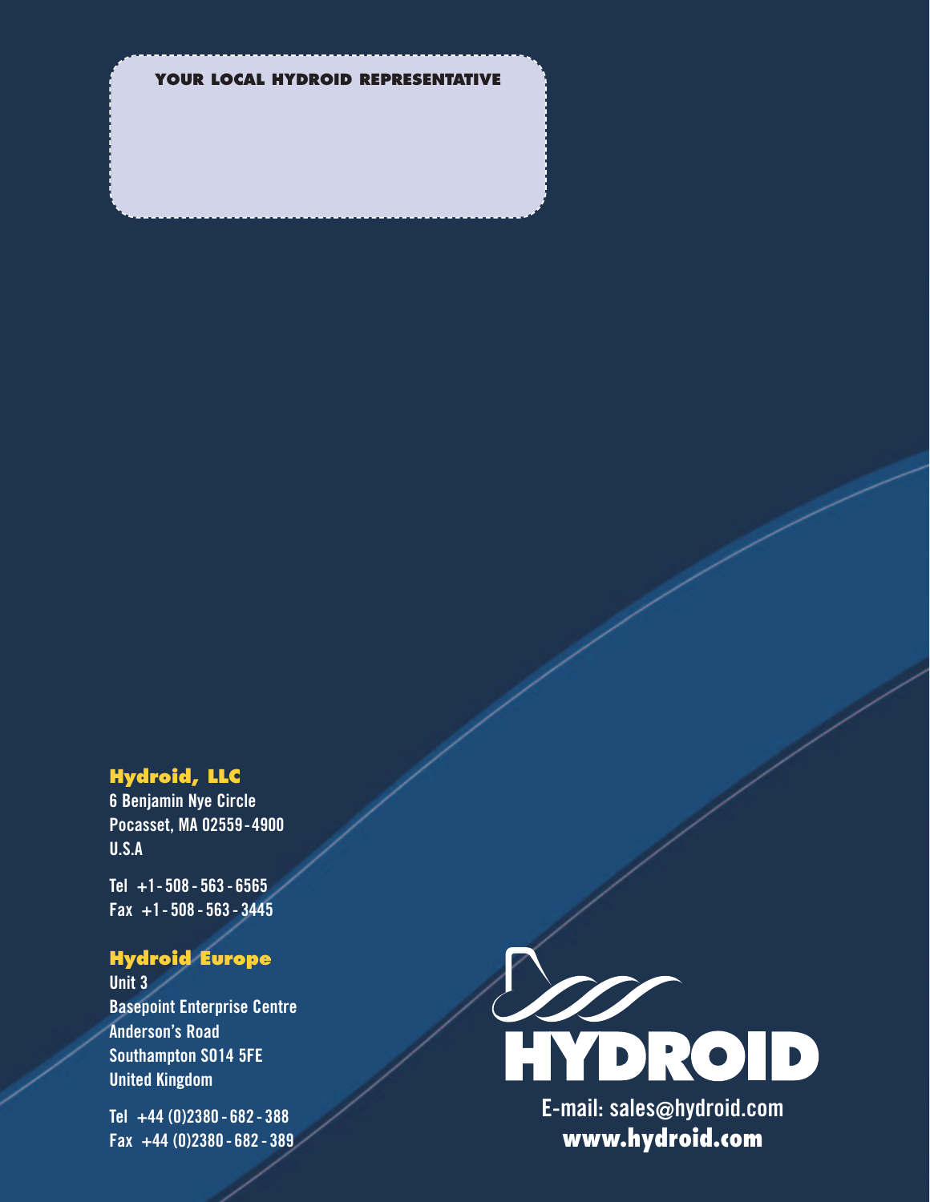**YOUR LOCAL HYDROID REPRESENTATIVE**

### Hydroid, LLC

6 Benjamin Nye Circle
Pocasset, MA 02559-4900
U.S.A

Tel +1-508-563-6565
Fax +1-508-563-3445

### Hydroid Europe

Unit 3
Basepoint Enterprise Centre
Anderson's Road
Southampton SO14 5FE
United Kingdom

Tel +44 (0)2380-682-388
Fax +44 (0)2380-682-389

HYDROID

E-mail: sales@hydroid.com
**www.hydroid.com**